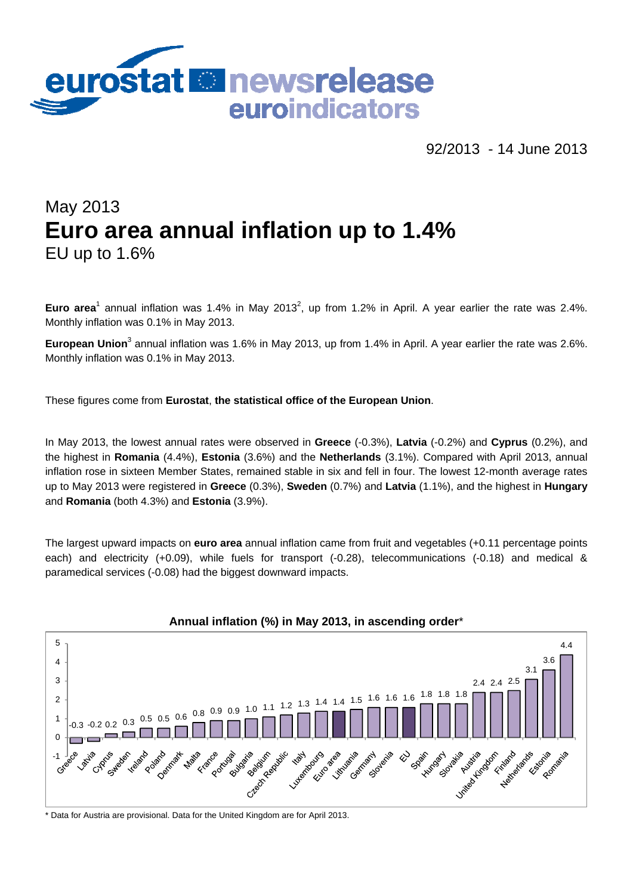# eurostat newsrelease euroindicators

92/2013 - 14 June 2013

## May 2013
# Euro area annual inflation up to 1.4%
## EU up to 1.6%

**Euro area**[1] annual inflation was 1.4% in May 2013[2], up from 1.2% in April. A year earlier the rate was 2.4%. Monthly inflation was 0.1% in May 2013.

**European Union**[3] annual inflation was 1.6% in May 2013, up from 1.4% in April. A year earlier the rate was 2.6%. Monthly inflation was 0.1% in May 2013.

These figures come from **Eurostat**, **the statistical office of the European Union**.

In May 2013, the lowest annual rates were observed in **Greece** (-0.3%), **Latvia** (-0.2%) and **Cyprus** (0.2%), and the highest in **Romania** (4.4%), **Estonia** (3.6%) and the **Netherlands** (3.1%). Compared with April 2013, annual inflation rose in sixteen Member States, remained stable in six and fell in four. The lowest 12-month average rates up to May 2013 were registered in **Greece** (0.3%), **Sweden** (0.7%) and **Latvia** (1.1%), and the highest in **Hungary** and **Romania** (both 4.3%) and **Estonia** (3.9%).

The largest upward impacts on **euro area** annual inflation came from fruit and vegetables (+0.11 percentage points each) and electricity (+0.09), while fuels for transport (-0.28), telecommunications (-0.18) and medical & paramedical services (-0.08) had the biggest downward impacts.

**Annual inflation (%) in May 2013, in ascending order***

| Country | Annual inflation (%) |
|---|---|
| Greece | -0.3 |
| Latvia | -0.2 |
| Cyprus | 0.2 |
| Sweden | 0.3 |
| Ireland | 0.5 |
| Poland | 0.5 |
| Denmark | 0.6 |
| Malta | 0.8 |
| France | 0.9 |
| Portugal | 0.9 |
| Bulgaria | 1.0 |
| Belgium | 1.1 |
| Czech Republic | 1.2 |
| Italy | 1.3 |
| Luxembourg | 1.4 |
| Euro area | 1.4 |
| Lithuania | 1.5 |
| Germany | 1.6 |
| Slovenia | 1.6 |
| EU | 1.6 |
| Spain | 1.8 |
| Hungary | 1.8 |
| Slovakia | 1.8 |
| Austria | 2.4 |
| United Kingdom | 2.4 |
| Finland | 2.5 |
| Netherlands | 3.1 |
| Estonia | 3.6 |
| Romania | 4.4 |

\* Data for Austria are provisional. Data for the United Kingdom are for April 2013.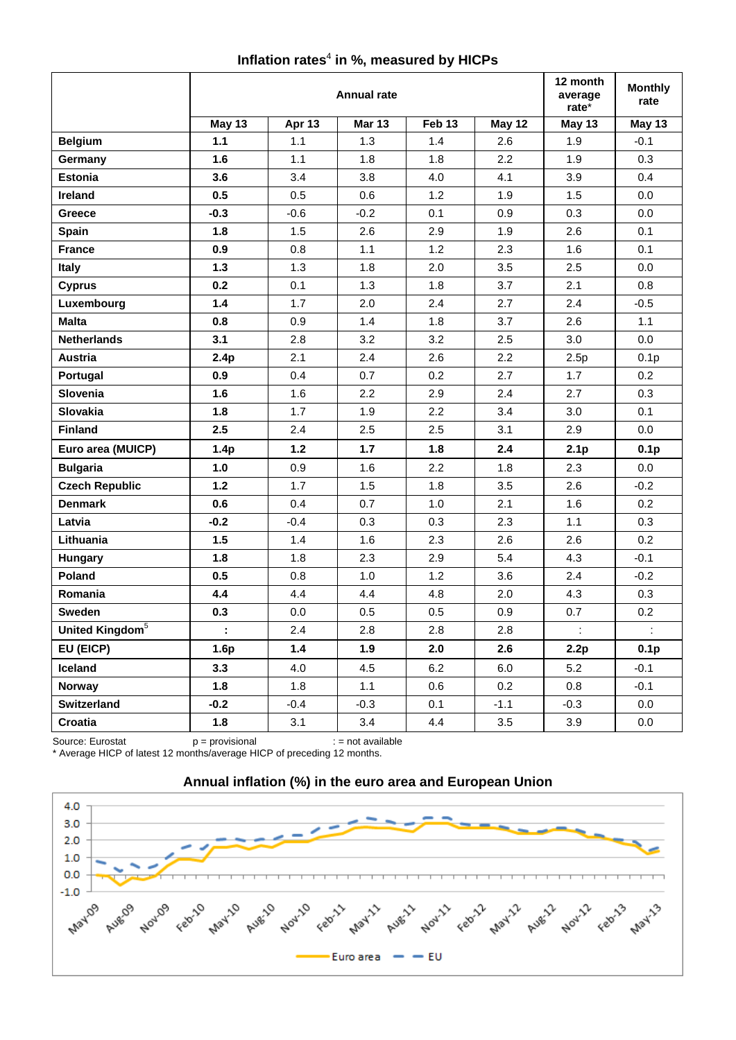**Inflation rates[4] in %, measured by HICPs**

| | Annual rate | | | | | 12 month average rate* | Monthly rate |
|---|---|---|---|---|---|---|---|
| | May 13 | Apr 13 | Mar 13 | Feb 13 | May 12 | May 13 | May 13 |
| **Belgium** | **1.1** | 1.1 | 1.3 | 1.4 | 2.6 | 1.9 | -0.1 |
| **Germany** | **1.6** | 1.1 | 1.8 | 1.8 | 2.2 | 1.9 | 0.3 |
| **Estonia** | **3.6** | 3.4 | 3.8 | 4.0 | 4.1 | 3.9 | 0.4 |
| **Ireland** | **0.5** | 0.5 | 0.6 | 1.2 | 1.9 | 1.5 | 0.0 |
| **Greece** | **-0.3** | -0.6 | -0.2 | 0.1 | 0.9 | 0.3 | 0.0 |
| **Spain** | **1.8** | 1.5 | 2.6 | 2.9 | 1.9 | 2.6 | 0.1 |
| **France** | **0.9** | 0.8 | 1.1 | 1.2 | 2.3 | 1.6 | 0.1 |
| **Italy** | **1.3** | 1.3 | 1.8 | 2.0 | 3.5 | 2.5 | 0.0 |
| **Cyprus** | **0.2** | 0.1 | 1.3 | 1.8 | 3.7 | 2.1 | 0.8 |
| **Luxembourg** | **1.4** | 1.7 | 2.0 | 2.4 | 2.7 | 2.4 | -0.5 |
| **Malta** | **0.8** | 0.9 | 1.4 | 1.8 | 3.7 | 2.6 | 1.1 |
| **Netherlands** | **3.1** | 2.8 | 3.2 | 3.2 | 2.5 | 3.0 | 0.0 |
| **Austria** | **2.4p** | 2.1 | 2.4 | 2.6 | 2.2 | 2.5p | 0.1p |
| **Portugal** | **0.9** | 0.4 | 0.7 | 0.2 | 2.7 | 1.7 | 0.2 |
| **Slovenia** | **1.6** | 1.6 | 2.2 | 2.9 | 2.4 | 2.7 | 0.3 |
| **Slovakia** | **1.8** | 1.7 | 1.9 | 2.2 | 3.4 | 3.0 | 0.1 |
| **Finland** | **2.5** | 2.4 | 2.5 | 2.5 | 3.1 | 2.9 | 0.0 |
| **Euro area (MUICP)** | **1.4p** | **1.2** | **1.7** | **1.8** | **2.4** | **2.1p** | **0.1p** |
| **Bulgaria** | **1.0** | 0.9 | 1.6 | 2.2 | 1.8 | 2.3 | 0.0 |
| **Czech Republic** | **1.2** | 1.7 | 1.5 | 1.8 | 3.5 | 2.6 | -0.2 |
| **Denmark** | **0.6** | 0.4 | 0.7 | 1.0 | 2.1 | 1.6 | 0.2 |
| **Latvia** | **-0.2** | -0.4 | 0.3 | 0.3 | 2.3 | 1.1 | 0.3 |
| **Lithuania** | **1.5** | 1.4 | 1.6 | 2.3 | 2.6 | 2.6 | 0.2 |
| **Hungary** | **1.8** | 1.8 | 2.3 | 2.9 | 5.4 | 4.3 | -0.1 |
| **Poland** | **0.5** | 0.8 | 1.0 | 1.2 | 3.6 | 2.4 | -0.2 |
| **Romania** | **4.4** | 4.4 | 4.4 | 4.8 | 2.0 | 4.3 | 0.3 |
| **Sweden** | **0.3** | 0.0 | 0.5 | 0.5 | 0.9 | 0.7 | 0.2 |
| **United Kingdom[5]** | **:** | 2.4 | 2.8 | 2.8 | 2.8 | : | : |
| **EU (EICP)** | **1.6p** | **1.4** | **1.9** | **2.0** | **2.6** | **2.2p** | **0.1p** |
| **Iceland** | **3.3** | 4.0 | 4.5 | 6.2 | 6.0 | 5.2 | -0.1 |
| **Norway** | **1.8** | 1.8 | 1.1 | 0.6 | 0.2 | 0.8 | -0.1 |
| **Switzerland** | **-0.2** | -0.4 | -0.3 | 0.1 | -1.1 | -0.3 | 0.0 |
| **Croatia** | **1.8** | 3.1 | 3.4 | 4.4 | 3.5 | 3.9 | 0.0 |

Source: Eurostat  p = provisional  : = not available

\* Average HICP of latest 12 months/average HICP of preceding 12 months.

**Annual inflation (%) in the euro area and European Union**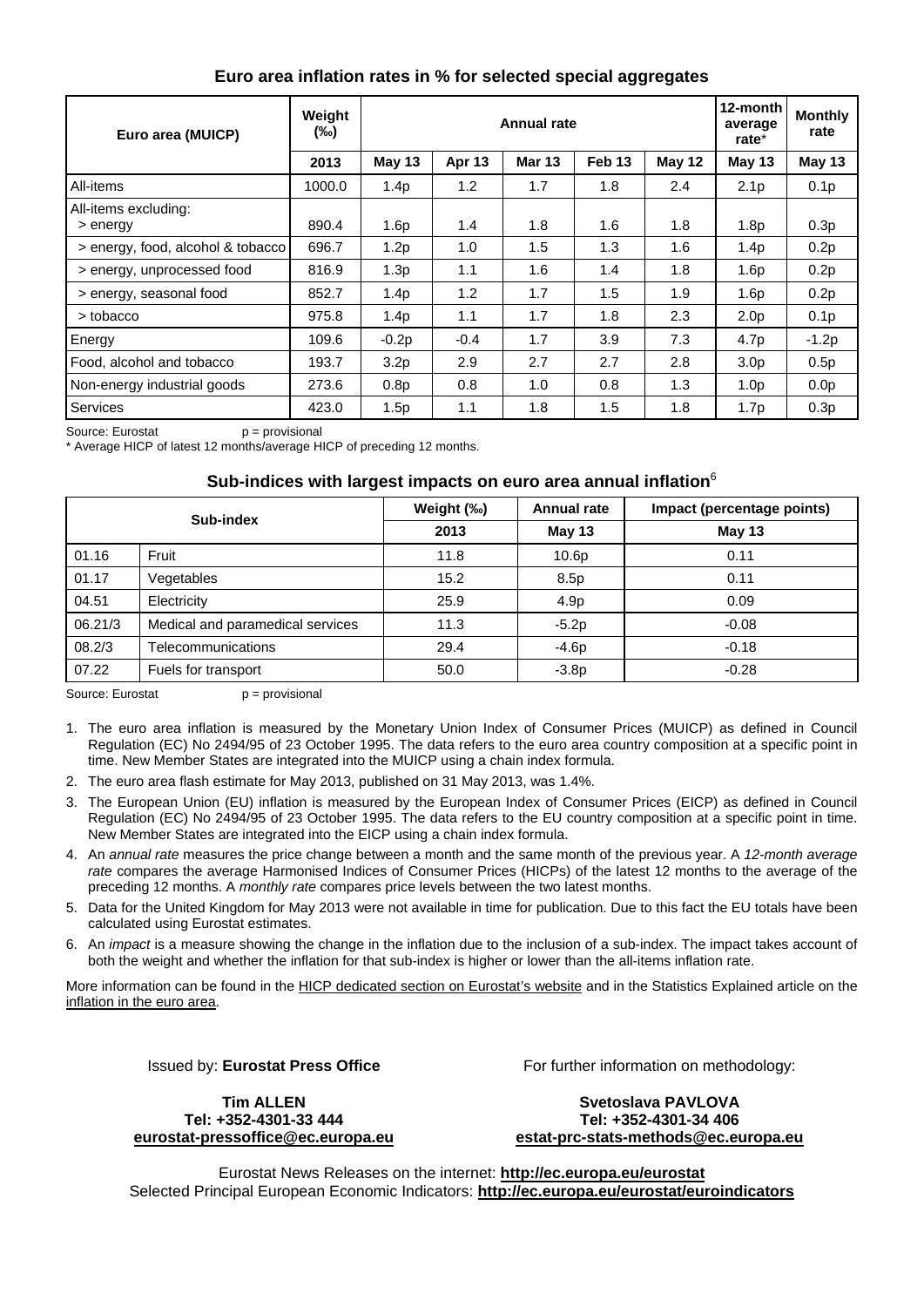## Euro area inflation rates in % for selected special aggregates

| Euro area (MUICP) | Weight (‰) | Annual rate | | | | | 12-month average rate* | Monthly rate |
|---|---|---|---|---|---|---|---|---|
| | 2013 | May 13 | Apr 13 | Mar 13 | Feb 13 | May 12 | May 13 | May 13 |
| All-items | 1000.0 | 1.4p | 1.2 | 1.7 | 1.8 | 2.4 | 2.1p | 0.1p |
| All-items excluding: > energy | 890.4 | 1.6p | 1.4 | 1.8 | 1.6 | 1.8 | 1.8p | 0.3p |
| > energy, food, alcohol & tobacco | 696.7 | 1.2p | 1.0 | 1.5 | 1.3 | 1.6 | 1.4p | 0.2p |
| > energy, unprocessed food | 816.9 | 1.3p | 1.1 | 1.6 | 1.4 | 1.8 | 1.6p | 0.2p |
| > energy, seasonal food | 852.7 | 1.4p | 1.2 | 1.7 | 1.5 | 1.9 | 1.6p | 0.2p |
| > tobacco | 975.8 | 1.4p | 1.1 | 1.7 | 1.8 | 2.3 | 2.0p | 0.1p |
| Energy | 109.6 | -0.2p | -0.4 | 1.7 | 3.9 | 7.3 | 4.7p | -1.2p |
| Food, alcohol and tobacco | 193.7 | 3.2p | 2.9 | 2.7 | 2.7 | 2.8 | 3.0p | 0.5p |
| Non-energy industrial goods | 273.6 | 0.8p | 0.8 | 1.0 | 0.8 | 1.3 | 1.0p | 0.0p |
| Services | 423.0 | 1.5p | 1.1 | 1.8 | 1.5 | 1.8 | 1.7p | 0.3p |

Source: Eurostat p = provisional

\* Average HICP of latest 12 months/average HICP of preceding 12 months.

## Sub-indices with largest impacts on euro area annual inflation[6]

| Sub-index | | Weight (‰) | Annual rate | Impact (percentage points) |
|---|---|---|---|---|
| | | 2013 | May 13 | May 13 |
| 01.16 | Fruit | 11.8 | 10.6p | 0.11 |
| 01.17 | Vegetables | 15.2 | 8.5p | 0.11 |
| 04.51 | Electricity | 25.9 | 4.9p | 0.09 |
| 06.21/3 | Medical and paramedical services | 11.3 | -5.2p | -0.08 |
| 08.2/3 | Telecommunications | 29.4 | -4.6p | -0.18 |
| 07.22 | Fuels for transport | 50.0 | -3.8p | -0.28 |

Source: Eurostat p = provisional

1. The euro area inflation is measured by the Monetary Union Index of Consumer Prices (MUICP) as defined in Council Regulation (EC) No 2494/95 of 23 October 1995. The data refers to the euro area country composition at a specific point in time. New Member States are integrated into the MUICP using a chain index formula.
2. The euro area flash estimate for May 2013, published on 31 May 2013, was 1.4%.
3. The European Union (EU) inflation is measured by the European Index of Consumer Prices (EICP) as defined in Council Regulation (EC) No 2494/95 of 23 October 1995. The data refers to the EU country composition at a specific point in time. New Member States are integrated into the EICP using a chain index formula.
4. An *annual rate* measures the price change between a month and the same month of the previous year. A *12-month average rate* compares the average Harmonised Indices of Consumer Prices (HICPs) of the latest 12 months to the average of the preceding 12 months. A *monthly rate* compares price levels between the two latest months.
5. Data for the United Kingdom for May 2013 were not available in time for publication. Due to this fact the EU totals have been calculated using Eurostat estimates.
6. An *impact* is a measure showing the change in the inflation due to the inclusion of a sub-index. The impact takes account of both the weight and whether the inflation for that sub-index is higher or lower than the all-items inflation rate.

More information can be found in the HICP dedicated section on Eurostat's website and in the Statistics Explained article on the inflation in the euro area.

Issued by: **Eurostat Press Office**

**Tim ALLEN**
**Tel: +352-4301-33 444**
**eurostat-pressoffice@ec.europa.eu**

For further information on methodology:

**Svetoslava PAVLOVA**
**Tel: +352-4301-34 406**
**estat-prc-stats-methods@ec.europa.eu**

Eurostat News Releases on the internet: **http://ec.europa.eu/eurostat**
Selected Principal European Economic Indicators: **http://ec.europa.eu/eurostat/euroindicators**